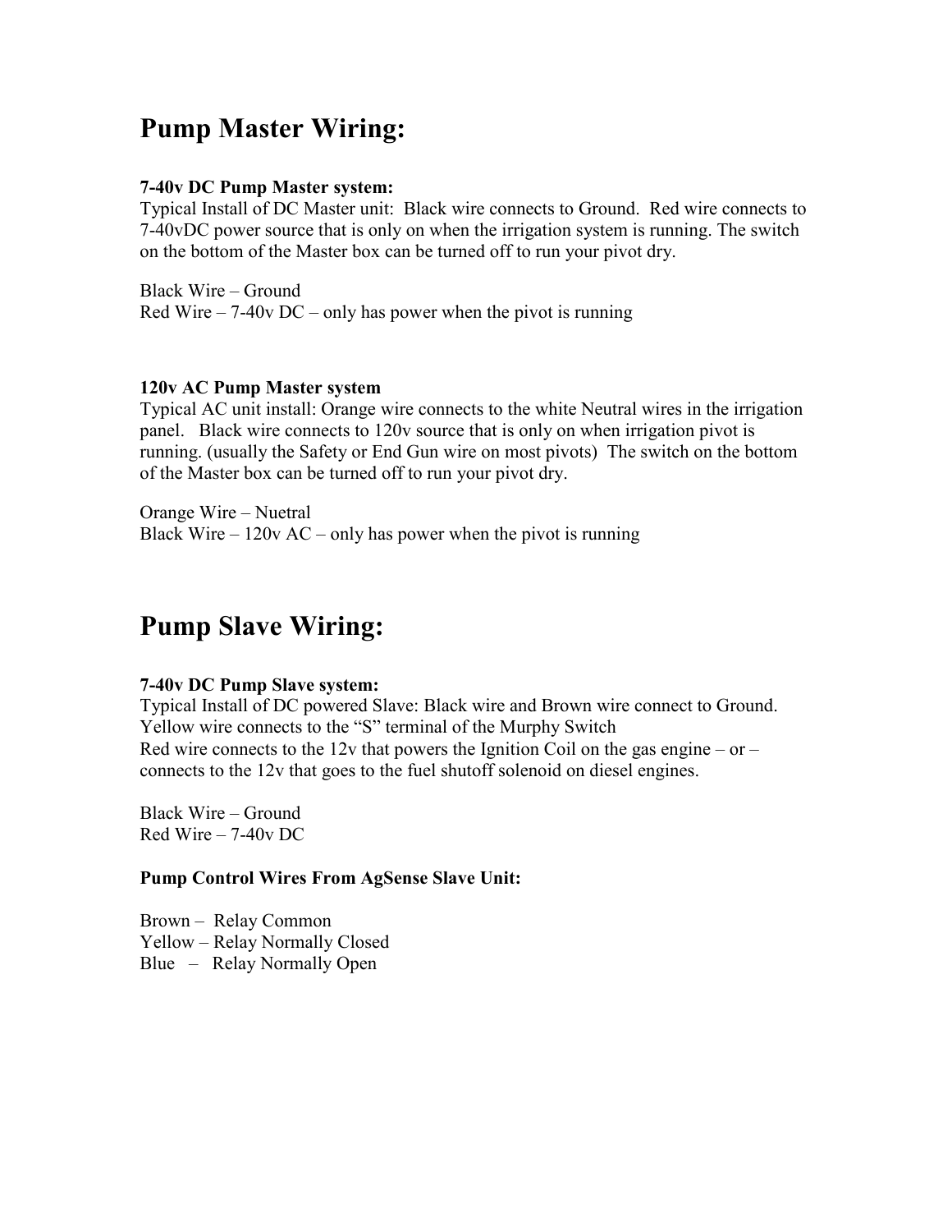# Pump Master Wiring:

**7-40v DC Pump Master system:**
Typical Install of DC Master unit: Black wire connects to Ground. Red wire connects to 7-40vDC power source that is only on when the irrigation system is running. The switch on the bottom of the Master box can be turned off to run your pivot dry.

Black Wire – Ground
Red Wire – 7-40v DC – only has power when the pivot is running

**120v AC Pump Master system**
Typical AC unit install: Orange wire connects to the white Neutral wires in the irrigation panel. Black wire connects to 120v source that is only on when irrigation pivot is running. (usually the Safety or End Gun wire on most pivots) The switch on the bottom of the Master box can be turned off to run your pivot dry.

Orange Wire – Nuetral
Black Wire – 120v AC – only has power when the pivot is running

# Pump Slave Wiring:

**7-40v DC Pump Slave system:**
Typical Install of DC powered Slave: Black wire and Brown wire connect to Ground.
Yellow wire connects to the "S" terminal of the Murphy Switch
Red wire connects to the 12v that powers the Ignition Coil on the gas engine – or – connects to the 12v that goes to the fuel shutoff solenoid on diesel engines.

Black Wire – Ground
Red Wire – 7-40v DC

**Pump Control Wires From AgSense Slave Unit:**

Brown – Relay Common
Yellow – Relay Normally Closed
Blue – Relay Normally Open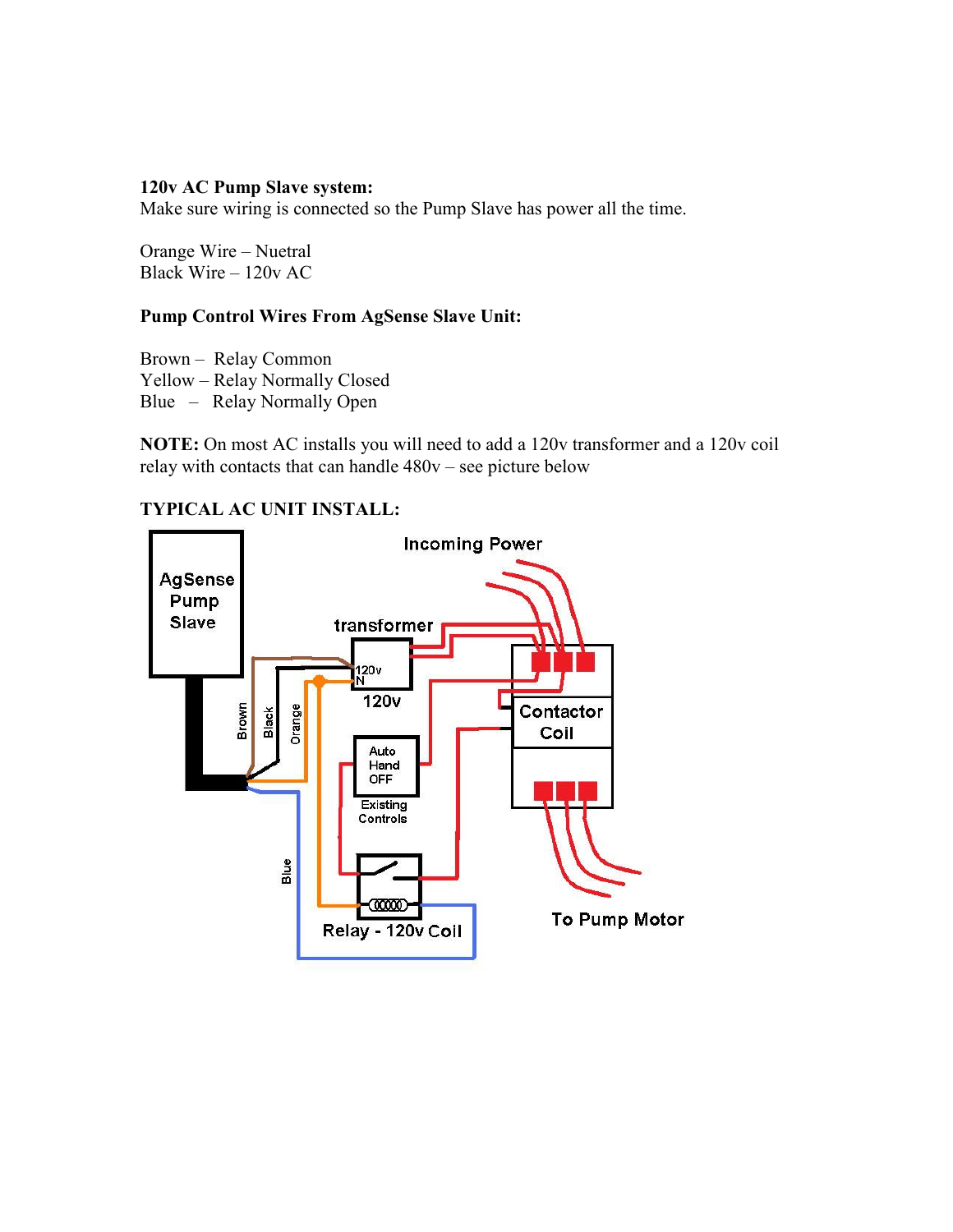**120v AC Pump Slave system:**
Make sure wiring is connected so the Pump Slave has power all the time.

Orange Wire – Nuetral
Black Wire – 120v AC

**Pump Control Wires From AgSense Slave Unit:**

Brown – Relay Common
Yellow – Relay Normally Closed
Blue – Relay Normally Open

**NOTE:** On most AC installs you will need to add a 120v transformer and a 120v coil relay with contacts that can handle 480v – see picture below

**TYPICAL AC UNIT INSTALL:**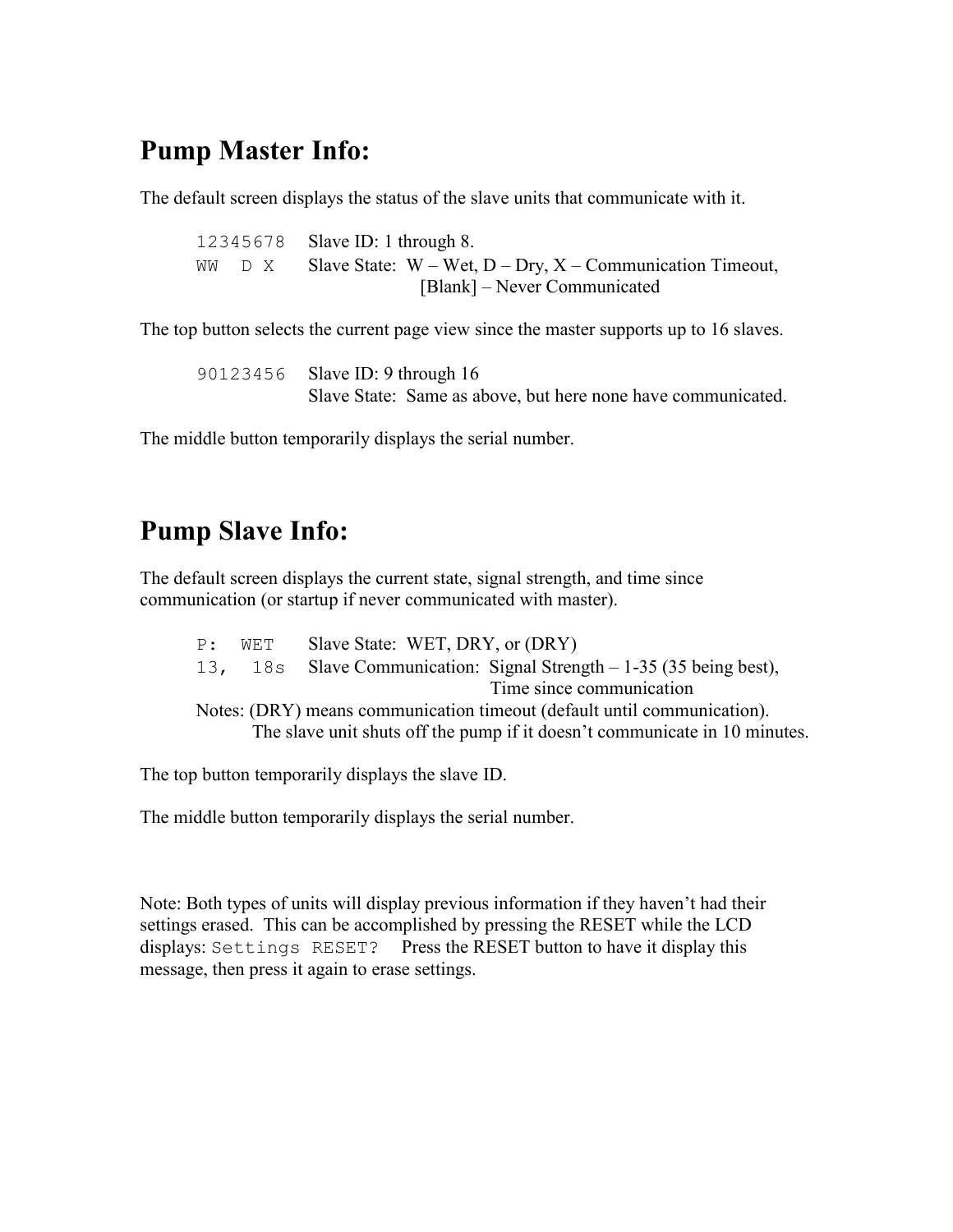# Pump Master Info:

The default screen displays the status of the slave units that communicate with it.

| | |
|---|---|
| `12345678` | Slave ID: 1 through 8. |
| `WW   D X` | Slave State: W – Wet, D – Dry, X – Communication Timeout, [Blank] – Never Communicated |

The top button selects the current page view since the master supports up to 16 slaves.

| | |
|---|---|
| `90123456` | Slave ID: 9 through 16 |
| | Slave State: Same as above, but here none have communicated. |

The middle button temporarily displays the serial number.

# Pump Slave Info:

The default screen displays the current state, signal strength, and time since communication (or startup if never communicated with master).

| | |
|---|---|
| `P:  WET` | Slave State: WET, DRY, or (DRY) |
| `13,  18s` | Slave Communication: Signal Strength – 1-35 (35 being best), Time since communication |

Notes: (DRY) means communication timeout (default until communication).
The slave unit shuts off the pump if it doesn't communicate in 10 minutes.

The top button temporarily displays the slave ID.

The middle button temporarily displays the serial number.

Note: Both types of units will display previous information if they haven't had their settings erased. This can be accomplished by pressing the RESET while the LCD displays: `Settings RESET?` Press the RESET button to have it display this message, then press it again to erase settings.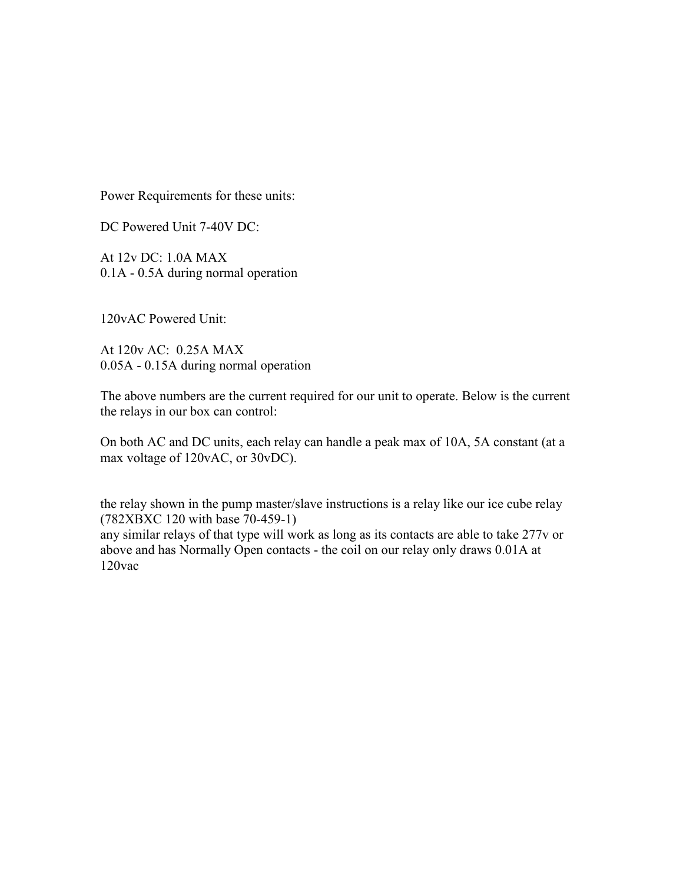Power Requirements for these units:

DC Powered Unit 7-40V DC:

At 12v DC: 1.0A MAX
0.1A - 0.5A during normal operation

120vAC Powered Unit:

At 120v AC: 0.25A MAX
0.05A - 0.15A during normal operation

The above numbers are the current required for our unit to operate. Below is the current the relays in our box can control:

On both AC and DC units, each relay can handle a peak max of 10A, 5A constant (at a max voltage of 120vAC, or 30vDC).

the relay shown in the pump master/slave instructions is a relay like our ice cube relay (782XBXC 120 with base 70-459-1)
any similar relays of that type will work as long as its contacts are able to take 277v or above and has Normally Open contacts - the coil on our relay only draws 0.01A at 120vac